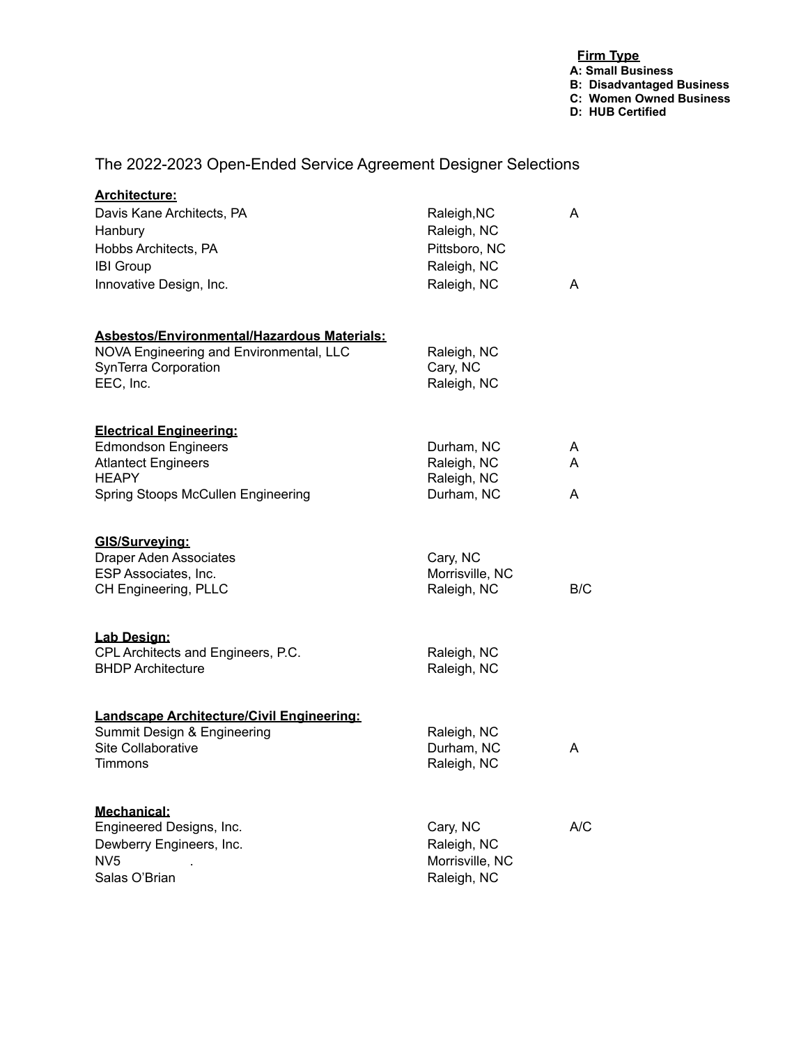**Firm Type**
**A: Small Business**
**B: Disadvantaged Business**
**C: Women Owned Business**
**D: HUB Certified**

# The 2022-2023 Open-Ended Service Agreement Designer Selections

**Architecture:**

| Firm | Location | Type |
|---|---|---|
| Davis Kane Architects, PA | Raleigh,NC | A |
| Hanbury | Raleigh, NC | |
| Hobbs Architects, PA | Pittsboro, NC | |
| IBI Group | Raleigh, NC | |
| Innovative Design, Inc. | Raleigh, NC | A |

**Asbestos/Environmental/Hazardous Materials:**

| Firm | Location | Type |
|---|---|---|
| NOVA Engineering and Environmental, LLC | Raleigh, NC | |
| SynTerra Corporation | Cary, NC | |
| EEC, Inc. | Raleigh, NC | |

**Electrical Engineering:**

| Firm | Location | Type |
|---|---|---|
| Edmondson Engineers | Durham, NC | A |
| Atlantect Engineers | Raleigh, NC | A |
| HEAPY | Raleigh, NC | |
| Spring Stoops McCullen Engineering | Durham, NC | A |

**GIS/Surveying:**

| Firm | Location | Type |
|---|---|---|
| Draper Aden Associates | Cary, NC | |
| ESP Associates, Inc. | Morrisville, NC | |
| CH Engineering, PLLC | Raleigh, NC | B/C |

**Lab Design:**

| Firm | Location | Type |
|---|---|---|
| CPL Architects and Engineers, P.C. | Raleigh, NC | |
| BHDP Architecture | Raleigh, NC | |

**Landscape Architecture/Civil Engineering:**

| Firm | Location | Type |
|---|---|---|
| Summit Design & Engineering | Raleigh, NC | |
| Site Collaborative | Durham, NC | A |
| Timmons | Raleigh, NC | |

**Mechanical:**

| Firm | Location | Type |
|---|---|---|
| Engineered Designs, Inc. | Cary, NC | A/C |
| Dewberry Engineers, Inc. | Raleigh, NC | |
| NV5 . | Morrisville, NC | |
| Salas O'Brian | Raleigh, NC | |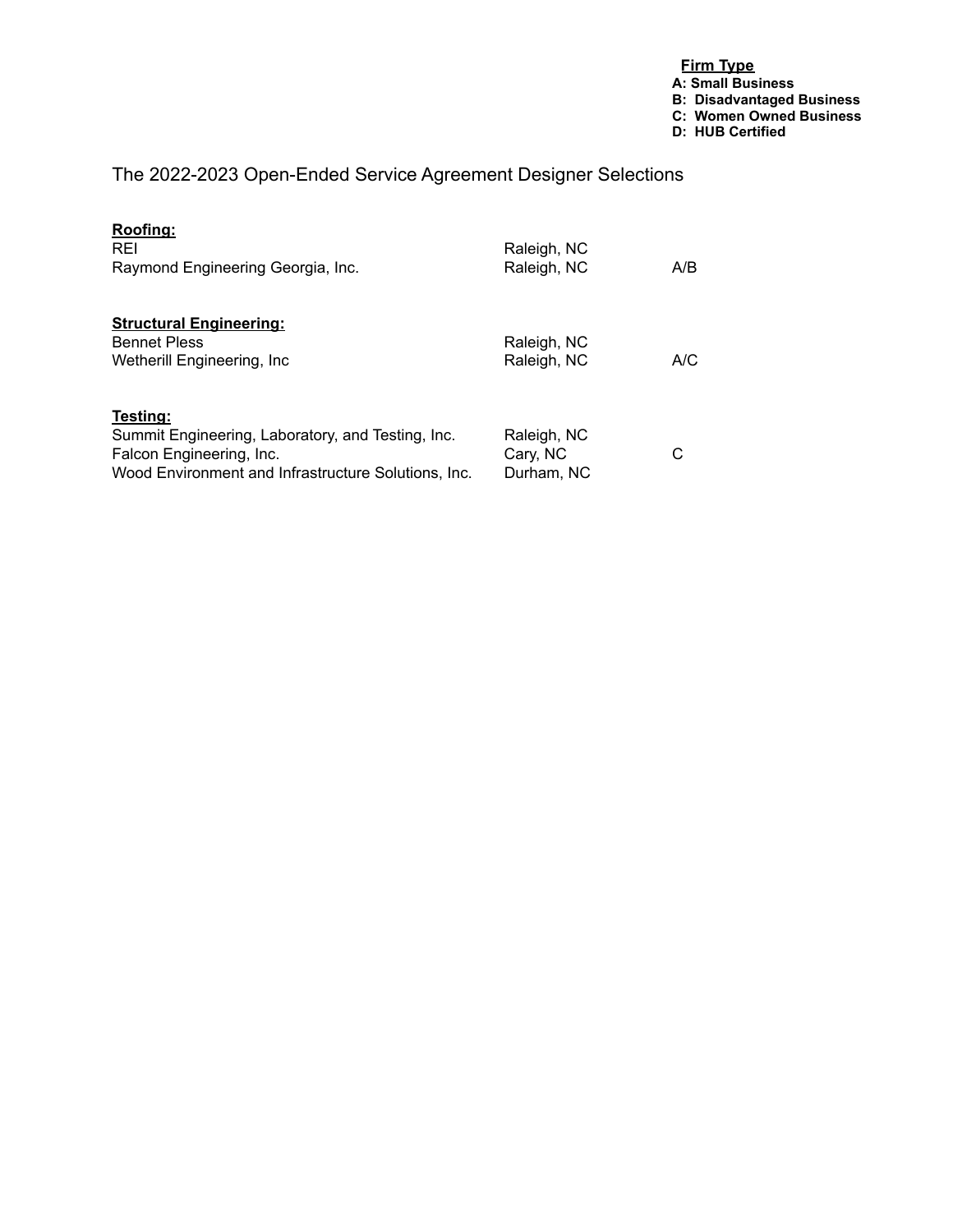**Firm Type**

**A: Small Business**
**B: Disadvantaged Business**
**C: Women Owned Business**
**D: HUB Certified**

The 2022-2023 Open-Ended Service Agreement Designer Selections

| | | |
|---|---|---|
| **Roofing:** | | |
| REI | Raleigh, NC | |
| Raymond Engineering Georgia, Inc. | Raleigh, NC | A/B |
| | | |
| **Structural Engineering:** | | |
| Bennet Pless | Raleigh, NC | |
| Wetherill Engineering, Inc | Raleigh, NC | A/C |
| | | |
| **Testing:** | | |
| Summit Engineering, Laboratory, and Testing, Inc. | Raleigh, NC | |
| Falcon Engineering, Inc. | Cary, NC | C |
| Wood Environment and Infrastructure Solutions, Inc. | Durham, NC | |